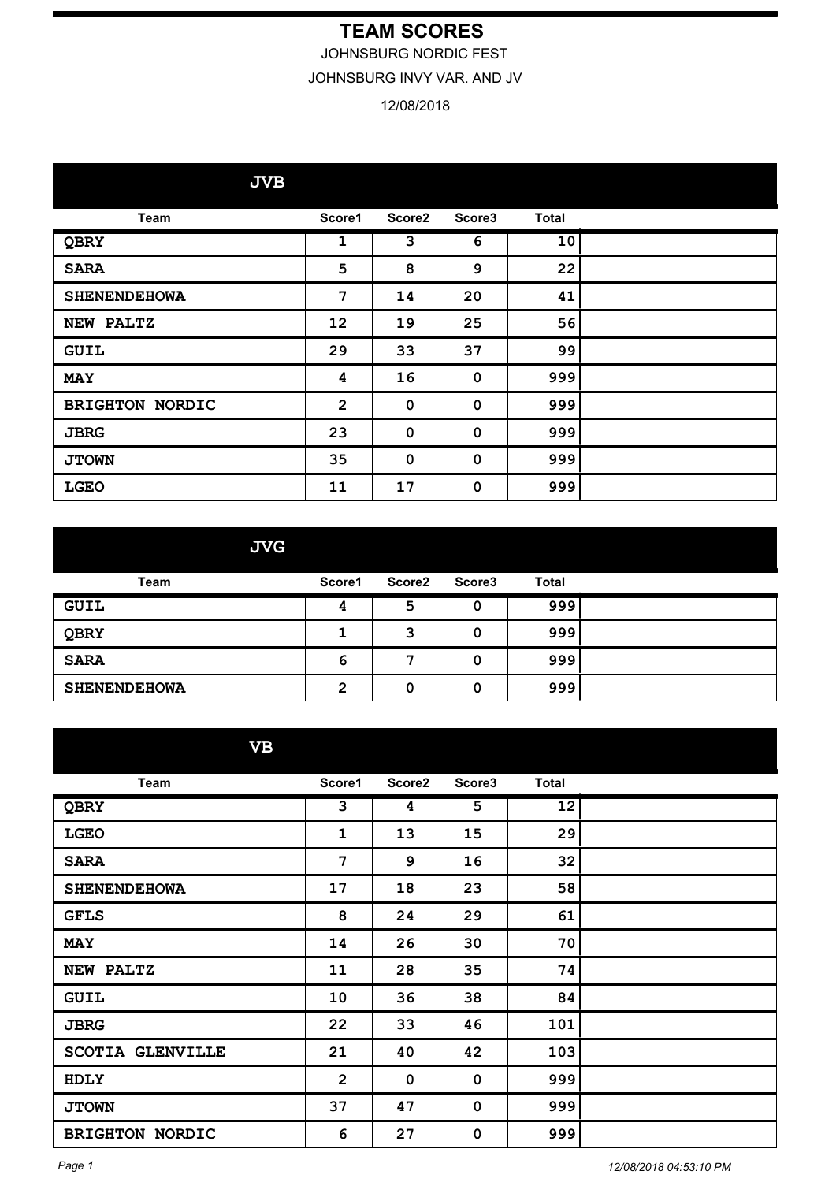# TEAM SCORES

JOHNSBURG NORDIC FEST

JOHNSBURG INVY VAR. AND JV

12/08/2018

## JVB

| Team | Score1 | Score2 | Score3 | Total |
|---|---|---|---|---|
| QBRY | 1 | 3 | 6 | 10 |
| SARA | 5 | 8 | 9 | 22 |
| SHENENDEHOWA | 7 | 14 | 20 | 41 |
| NEW PALTZ | 12 | 19 | 25 | 56 |
| GUIL | 29 | 33 | 37 | 99 |
| MAY | 4 | 16 | 0 | 999 |
| BRIGHTON NORDIC | 2 | 0 | 0 | 999 |
| JBRG | 23 | 0 | 0 | 999 |
| JTOWN | 35 | 0 | 0 | 999 |
| LGEO | 11 | 17 | 0 | 999 |

## JVG

| Team | Score1 | Score2 | Score3 | Total |
|---|---|---|---|---|
| GUIL | 4 | 5 | 0 | 999 |
| QBRY | 1 | 3 | 0 | 999 |
| SARA | 6 | 7 | 0 | 999 |
| SHENENDEHOWA | 2 | 0 | 0 | 999 |

## VB

| Team | Score1 | Score2 | Score3 | Total |
|---|---|---|---|---|
| QBRY | 3 | 4 | 5 | 12 |
| LGEO | 1 | 13 | 15 | 29 |
| SARA | 7 | 9 | 16 | 32 |
| SHENENDEHOWA | 17 | 18 | 23 | 58 |
| GFLS | 8 | 24 | 29 | 61 |
| MAY | 14 | 26 | 30 | 70 |
| NEW PALTZ | 11 | 28 | 35 | 74 |
| GUIL | 10 | 36 | 38 | 84 |
| JBRG | 22 | 33 | 46 | 101 |
| SCOTIA GLENVILLE | 21 | 40 | 42 | 103 |
| HDLY | 2 | 0 | 0 | 999 |
| JTOWN | 37 | 47 | 0 | 999 |
| BRIGHTON NORDIC | 6 | 27 | 0 | 999 |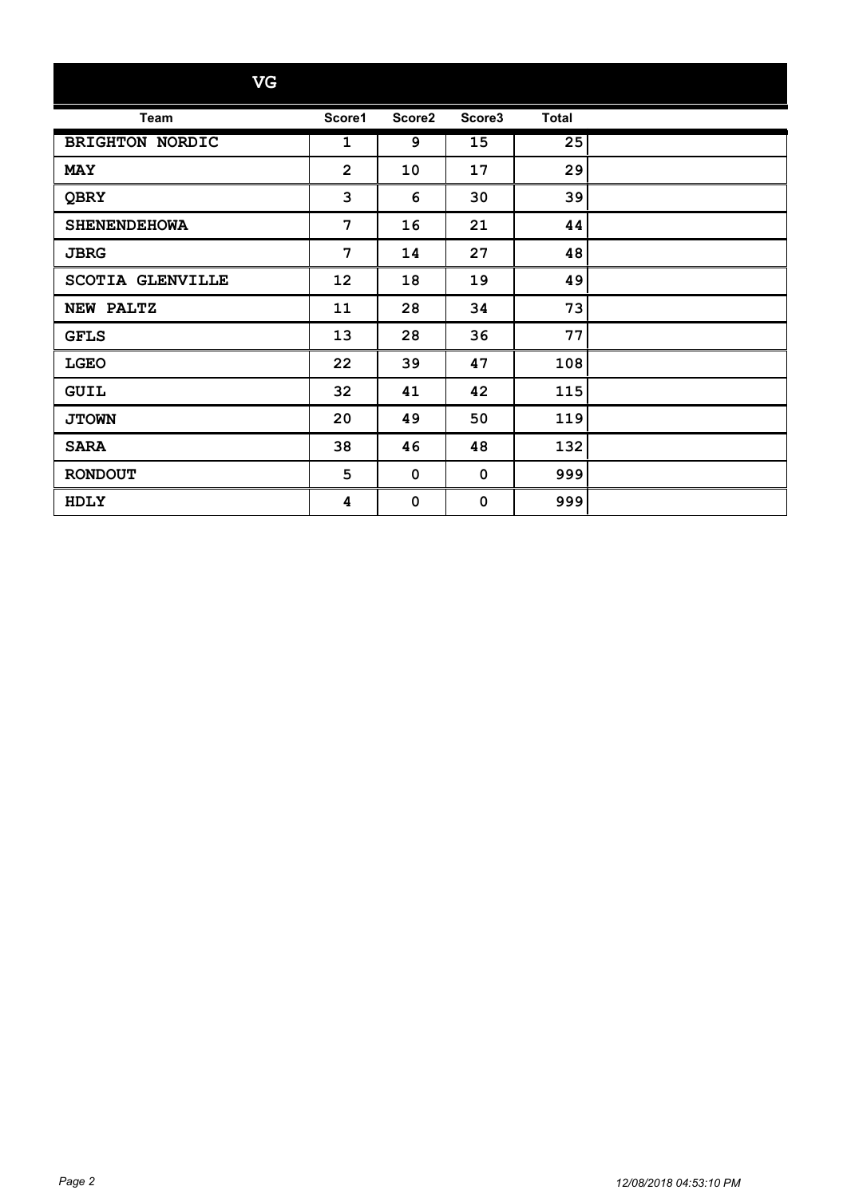## VG

| Team | Score1 | Score2 | Score3 | Total | |
|---|---|---|---|---|---|
| **BRIGHTON NORDIC** | **1** | **9** | **15** | **25** | |
| **MAY** | **2** | **10** | **17** | **29** | |
| **QBRY** | **3** | **6** | **30** | **39** | |
| **SHENENDEHOWA** | **7** | **16** | **21** | **44** | |
| **JBRG** | **7** | **14** | **27** | **48** | |
| **SCOTIA GLENVILLE** | **12** | **18** | **19** | **49** | |
| **NEW PALTZ** | **11** | **28** | **34** | **73** | |
| **GFLS** | **13** | **28** | **36** | **77** | |
| **LGEO** | **22** | **39** | **47** | **108** | |
| **GUIL** | **32** | **41** | **42** | **115** | |
| **JTOWN** | **20** | **49** | **50** | **119** | |
| **SARA** | **38** | **46** | **48** | **132** | |
| **RONDOUT** | **5** | **0** | **0** | **999** | |
| **HDLY** | **4** | **0** | **0** | **999** | |

*12/08/2018 04:53:10 PM*